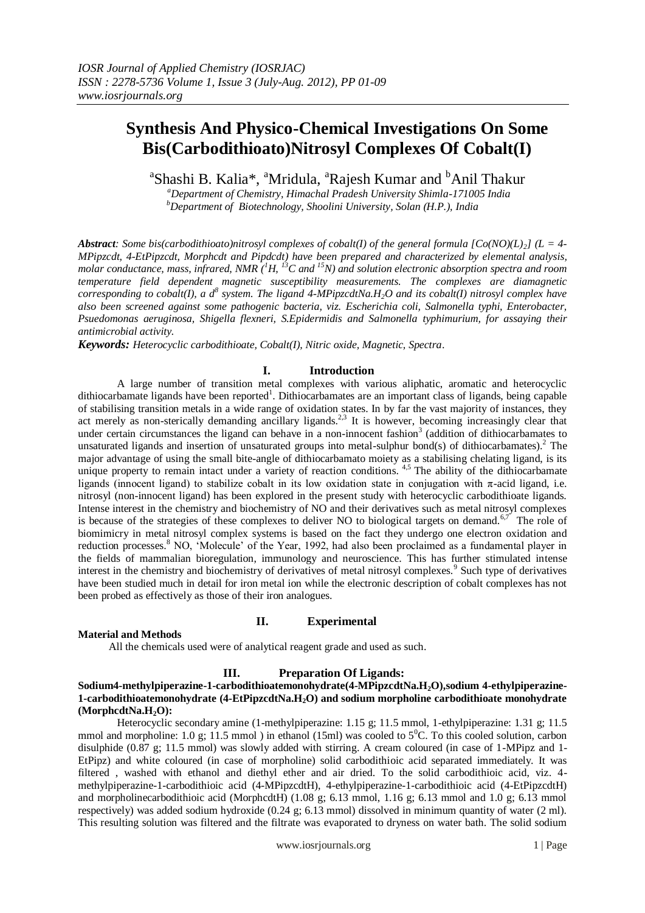# Synthesis And Physico-Chemical Investigations On Some Bis(Carbodithioato)Nitrosyl Complexes Of Cobalt(I)

[a]Shashi B. Kalia*, [a]Mridula, [a]Rajesh Kumar and [b]Anil Thakur

*[a]Department of Chemistry, Himachal Pradesh University Shimla-171005 India*
*[b]Department of Biotechnology, Shoolini University, Solan (H.P.), India*

***Abstract**: Some bis(carbodithioato)nitrosyl complexes of cobalt(I) of the general formula $[Co(NO)(L)_2]$ (L = 4-MPipzcdt, 4-EtPipzcdt, Morphcdt and Pipdcdt) have been prepared and characterized by elemental analysis, molar conductance, mass, infrared, NMR ($^{1}H$, $^{13}C$ and $^{15}N$) and solution electronic absorption spectra and room temperature field dependent magnetic susceptibility measurements. The complexes are diamagnetic corresponding to cobalt(I), a $d^8$ system. The ligand 4-MPipzcdtNa.$H_2O$ and its cobalt(I) nitrosyl complex have also been screened against some pathogenic bacteria, viz. Escherichia coli, Salmonella typhi, Enterobacter, Psuedomonas aeruginosa, Shigella flexneri, S.Epidermidis and Salmonella typhimurium, for assaying their antimicrobial activity.*

***Keywords:** Heterocyclic carbodithioate, Cobalt(I), Nitric oxide, Magnetic, Spectra.*

## I. Introduction

A large number of transition metal complexes with various aliphatic, aromatic and heterocyclic dithiocarbamate ligands have been reported[1]. Dithiocarbamates are an important class of ligands, being capable of stabilising transition metals in a wide range of oxidation states. In by far the vast majority of instances, they act merely as non-sterically demanding ancillary ligands.[2,3] It is however, becoming increasingly clear that under certain circumstances the ligand can behave in a non-innocent fashion[3] (addition of dithiocarbamates to unsaturated ligands and insertion of unsaturated groups into metal-sulphur bond(s) of dithiocarbamates).[2] The major advantage of using the small bite-angle of dithiocarbamato moiety as a stabilising chelating ligand, is its unique property to remain intact under a variety of reaction conditions. [4,5] The ability of the dithiocarbamate ligands (innocent ligand) to stabilize cobalt in its low oxidation state in conjugation with π-acid ligand, i.e. nitrosyl (non-innocent ligand) has been explored in the present study with heterocyclic carbodithioate ligands. Intense interest in the chemistry and biochemistry of NO and their derivatives such as metal nitrosyl complexes is because of the strategies of these complexes to deliver NO to biological targets on demand.[6,7] The role of biomimicry in metal nitrosyl complex systems is based on the fact they undergo one electron oxidation and reduction processes.[8] NO, 'Molecule' of the Year, 1992, had also been proclaimed as a fundamental player in the fields of mammalian bioregulation, immunology and neuroscience. This has further stimulated intense interest in the chemistry and biochemistry of derivatives of metal nitrosyl complexes.[9] Such type of derivatives have been studied much in detail for iron metal ion while the electronic description of cobalt complexes has not been probed as effectively as those of their iron analogues.

## II. Experimental

**Material and Methods**

All the chemicals used were of analytical reagent grade and used as such.

## III. Preparation Of Ligands:

**Sodium4-methylpiperazine-1-carbodithioatemonohydrate(4-MPipzcdtNa.$H_2O$),sodium 4-ethylpiperazine-1-carbodithioatemonohydrate (4-EtPipzcdtNa.$H_2O$) and sodium morpholine carbodithioate monohydrate (MorphcdtNa.$H_2O$):**

Heterocyclic secondary amine (1-methylpiperazine: 1.15 g; 11.5 mmol, 1-ethylpiperazine: 1.31 g; 11.5 mmol and morpholine: 1.0 g; 11.5 mmol ) in ethanol (15ml) was cooled to $5^0$C. To this cooled solution, carbon disulphide (0.87 g; 11.5 mmol) was slowly added with stirring. A cream coloured (in case of 1-MPipz and 1-EtPipz) and white coloured (in case of morpholine) solid carbodithioic acid separated immediately. It was filtered , washed with ethanol and diethyl ether and air dried. To the solid carbodithioic acid, viz. 4-methylpiperazine-1-carbodithioic acid (4-MPipzcdtH), 4-ethylpiperazine-1-carbodithioic acid (4-EtPipzcdtH) and morpholinecarbodithioic acid (MorphcdtH) (1.08 g; 6.13 mmol, 1.16 g; 6.13 mmol and 1.0 g; 6.13 mmol respectively) was added sodium hydroxide (0.24 g; 6.13 mmol) dissolved in minimum quantity of water (2 ml). This resulting solution was filtered and the filtrate was evaporated to dryness on water bath. The solid sodium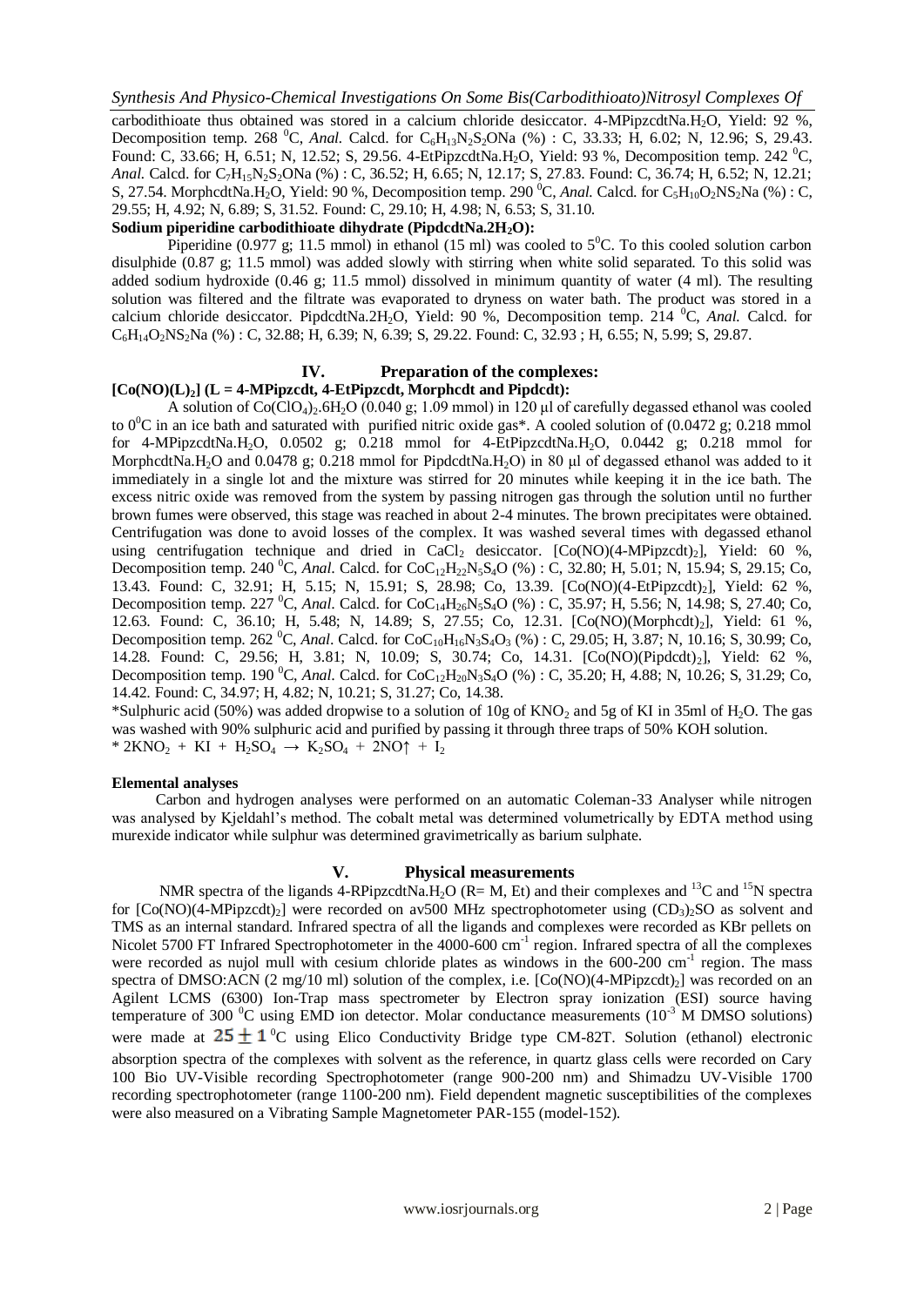carbodithioate thus obtained was stored in a calcium chloride desiccator. 4-MPipzcdtNa.$H_2O$, Yield: 92 %, Decomposition temp. 268 $^0$C, *Anal.* Calcd. for $C_6H_{13}N_2S_2ONa$ (%) : C, 33.33; H, 6.02; N, 12.96; S, 29.43. Found: C, 33.66; H, 6.51; N, 12.52; S, 29.56. 4-EtPipzcdtNa.$H_2O$, Yield: 93 %, Decomposition temp. 242 $^0$C, *Anal.* Calcd. for $C_7H_{15}N_2S_2ONa$ (%) : C, 36.52; H, 6.65; N, 12.17; S, 27.83. Found: C, 36.74; H, 6.52; N, 12.21; S, 27.54. MorphcdtNa.$H_2O$, Yield: 90 %, Decomposition temp. 290 $^0$C, *Anal.* Calcd. for $C_5H_{10}O_2NS_2Na$ (%) : C, 29.55; H, 4.92; N, 6.89; S, 31.52. Found: C, 29.10; H, 4.98; N, 6.53; S, 31.10.

**Sodium piperidine carbodithioate dihydrate (PipdcdtNa.2$H_2O$):**

Piperidine (0.977 g; 11.5 mmol) in ethanol (15 ml) was cooled to 5$^0$C. To this cooled solution carbon disulphide (0.87 g; 11.5 mmol) was added slowly with stirring when white solid separated. To this solid was added sodium hydroxide (0.46 g; 11.5 mmol) dissolved in minimum quantity of water (4 ml). The resulting solution was filtered and the filtrate was evaporated to dryness on water bath. The product was stored in a calcium chloride desiccator. PipdcdtNa.2$H_2O$, Yield: 90 %, Decomposition temp. 214 $^0$C, *Anal.* Calcd. for $C_6H_{14}O_2NS_2Na$ (%) : C, 32.88; H, 6.39; N, 6.39; S, 29.22. Found: C, 32.93 ; H, 6.55; N, 5.99; S, 29.87.

## IV. Preparation of the complexes:

**[Co(NO)(L)$_2$] (L = 4-MPipzcdt, 4-EtPipzcdt, Morphcdt and Pipdcdt):**

A solution of $Co(ClO_4)_2.6H_2O$ (0.040 g; 1.09 mmol) in 120 μl of carefully degassed ethanol was cooled to 0$^0$C in an ice bath and saturated with purified nitric oxide gas*. A cooled solution of (0.0472 g; 0.218 mmol for 4-MPipzcdtNa.$H_2O$, 0.0502 g; 0.218 mmol for 4-EtPipzcdtNa.$H_2O$, 0.0442 g; 0.218 mmol for MorphcdtNa.$H_2O$ and 0.0478 g; 0.218 mmol for PipdcdtNa.$H_2O$) in 80 μl of degassed ethanol was added to it immediately in a single lot and the mixture was stirred for 20 minutes while keeping it in the ice bath. The excess nitric oxide was removed from the system by passing nitrogen gas through the solution until no further brown fumes were observed, this stage was reached in about 2-4 minutes. The brown precipitates were obtained. Centrifugation was done to avoid losses of the complex. It was washed several times with degassed ethanol using centrifugation technique and dried in $CaCl_2$ desiccator. [Co(NO)(4-MPipzcdt)$_2$], Yield: 60 %, Decomposition temp. 240 $^0$C, *Anal.* Calcd. for $CoC_{12}H_{22}N_5S_4O$ (%) : C, 32.80; H, 5.01; N, 15.94; S, 29.15; Co, 13.43. Found: C, 32.91; H, 5.15; N, 15.91; S, 28.98; Co, 13.39. [Co(NO)(4-EtPipzcdt)$_2$], Yield: 62 %, Decomposition temp. 227 $^0$C, *Anal.* Calcd. for $CoC_{14}H_{26}N_5S_4O$ (%) : C, 35.97; H, 5.56; N, 14.98; S, 27.40; Co, 12.63. Found: C, 36.10; H, 5.48; N, 14.89; S, 27.55; Co, 12.31. [Co(NO)(Morphcdt)$_2$], Yield: 61 %, Decomposition temp. 262 $^0$C, *Anal.* Calcd. for $CoC_{10}H_{16}N_3S_4O_3$ (%) : C, 29.05; H, 3.87; N, 10.16; S, 30.99; Co, 14.28. Found: C, 29.56; H, 3.81; N, 10.09; S, 30.74; Co, 14.31. [Co(NO)(Pipdcdt)$_2$], Yield: 62 %, Decomposition temp. 190 $^0$C, *Anal.* Calcd. for $CoC_{12}H_{20}N_3S_4O$ (%) : C, 35.20; H, 4.88; N, 10.26; S, 31.29; Co, 14.42. Found: C, 34.97; H, 4.82; N, 10.21; S, 31.27; Co, 14.38.

*Sulphuric acid (50%) was added dropwise to a solution of 10g of $KNO_2$ and 5g of KI in 35ml of $H_2O$. The gas was washed with 90% sulphuric acid and purified by passing it through three traps of 50% KOH solution.

$$2KNO_2 + KI + H_2SO_4 \rightarrow K_2SO_4 + 2NO\uparrow + I_2$$

**Elemental analyses**

Carbon and hydrogen analyses were performed on an automatic Coleman-33 Analyser while nitrogen was analysed by Kjeldahl's method. The cobalt metal was determined volumetrically by EDTA method using murexide indicator while sulphur was determined gravimetrically as barium sulphate.

## V. Physical measurements

NMR spectra of the ligands 4-RPipzcdtNa.$H_2O$ (R= M, Et) and their complexes and $^{13}$C and $^{15}$N spectra for [Co(NO)(4-MPipzcdt)$_2$] were recorded on av500 MHz spectrophotometer using $(CD_3)_2SO$ as solvent and TMS as an internal standard. Infrared spectra of all the ligands and complexes were recorded as KBr pellets on Nicolet 5700 FT Infrared Spectrophotometer in the 4000-600 cm$^{-1}$ region. Infrared spectra of all the complexes were recorded as nujol mull with cesium chloride plates as windows in the 600-200 cm$^{-1}$ region. The mass spectra of DMSO:ACN (2 mg/10 ml) solution of the complex, i.e. [Co(NO)(4-MPipzcdt)$_2$] was recorded on an Agilent LCMS (6300) Ion-Trap mass spectrometer by Electron spray ionization (ESI) source having temperature of 300 $^0$C using EMD ion detector. Molar conductance measurements ($10^{-3}$ M DMSO solutions) were made at $25 \pm 1$ $^0$C using Elico Conductivity Bridge type CM-82T. Solution (ethanol) electronic absorption spectra of the complexes with solvent as the reference, in quartz glass cells were recorded on Cary 100 Bio UV-Visible recording Spectrophotometer (range 900-200 nm) and Shimadzu UV-Visible 1700 recording spectrophotometer (range 1100-200 nm). Field dependent magnetic susceptibilities of the complexes were also measured on a Vibrating Sample Magnetometer PAR-155 (model-152).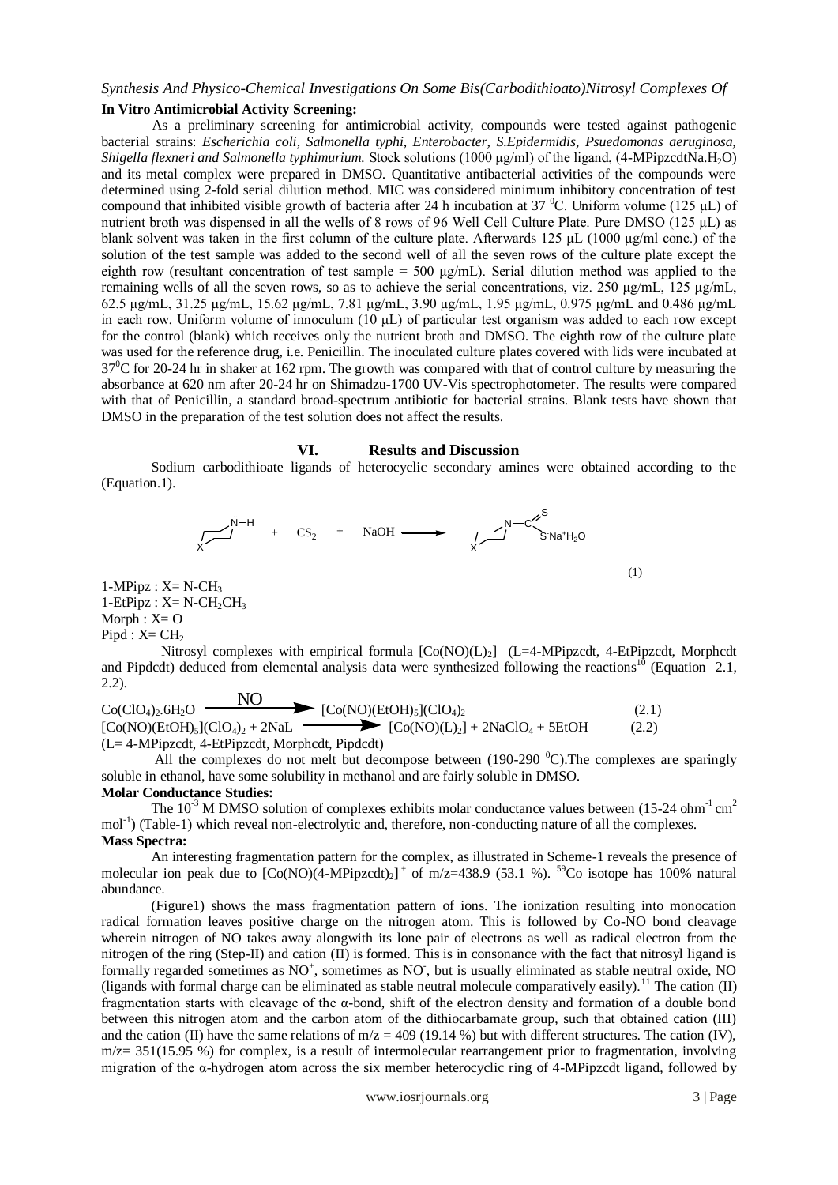**In Vitro Antimicrobial Activity Screening:**

As a preliminary screening for antimicrobial activity, compounds were tested against pathogenic bacterial strains: *Escherichia coli, Salmonella typhi, Enterobacter, S.Epidermidis, Psuedomonas aeruginosa, Shigella flexneri and Salmonella typhimurium.* Stock solutions (1000 μg/ml) of the ligand, (4-MPipzcdtNa.$H_2O$) and its metal complex were prepared in DMSO. Quantitative antibacterial activities of the compounds were determined using 2-fold serial dilution method. MIC was considered minimum inhibitory concentration of test compound that inhibited visible growth of bacteria after 24 h incubation at 37 $^0$C. Uniform volume (125 μL) of nutrient broth was dispensed in all the wells of 8 rows of 96 Well Cell Culture Plate. Pure DMSO (125 μL) as blank solvent was taken in the first column of the culture plate. Afterwards 125 μL (1000 μg/ml conc.) of the solution of the test sample was added to the second well of all the seven rows of the culture plate except the eighth row (resultant concentration of test sample = 500 μg/mL). Serial dilution method was applied to the remaining wells of all the seven rows, so as to achieve the serial concentrations, viz. 250 μg/mL, 125 μg/mL, 62.5 μg/mL, 31.25 μg/mL, 15.62 μg/mL, 7.81 μg/mL, 3.90 μg/mL, 1.95 μg/mL, 0.975 μg/mL and 0.486 μg/mL in each row. Uniform volume of innoculum (10 μL) of particular test organism was added to each row except for the control (blank) which receives only the nutrient broth and DMSO. The eighth row of the culture plate was used for the reference drug, i.e. Penicillin. The inoculated culture plates covered with lids were incubated at 37$^0$C for 20-24 hr in shaker at 162 rpm. The growth was compared with that of control culture by measuring the absorbance at 620 nm after 20-24 hr on Shimadzu-1700 UV-Vis spectrophotometer. The results were compared with that of Penicillin, a standard broad-spectrum antibiotic for bacterial strains. Blank tests have shown that DMSO in the preparation of the test solution does not affect the results.

## VI. Results and Discussion

Sodium carbodithioate ligands of heterocyclic secondary amines were obtained according to the (Equation.1).

$$\text{(X-ring)N–H} + CS_2 + NaOH \longrightarrow \text{(X-ring)N–C(=S)S}^-Na^+H_2O \qquad (1)$$

1-MPipz : X= N-$CH_3$
1-EtPipz : X= N-$CH_2CH_3$
Morph : X= O
Pipd : X= $CH_2$

Nitrosyl complexes with empirical formula $[Co(NO)(L)_2]$ (L=4-MPipzcdt, 4-EtPipzcdt, Morphcdt and Pipdcdt) deduced from elemental analysis data were synthesized following the reactions[10] (Equation 2.1, 2.2).

$$Co(ClO_4)_2.6H_2O \xrightarrow{NO} [Co(NO)(EtOH)_5](ClO_4)_2 \qquad (2.1)$$

$$[Co(NO)(EtOH)_5](ClO_4)_2 + 2NaL \longrightarrow [Co(NO)(L)_2] + 2NaClO_4 + 5EtOH \qquad (2.2)$$

(L= 4-MPipzcdt, 4-EtPipzcdt, Morphcdt, Pipdcdt)

All the complexes do not melt but decompose between (190-290 $^0$C).The complexes are sparingly soluble in ethanol, have some solubility in methanol and are fairly soluble in DMSO.

**Molar Conductance Studies:**

The $10^{-3}$ M DMSO solution of complexes exhibits molar conductance values between (15-24 ohm$^{-1}$ cm$^2$ mol$^{-1}$) (Table-1) which reveal non-electrolytic and, therefore, non-conducting nature of all the complexes.

**Mass Spectra:**

An interesting fragmentation pattern for the complex, as illustrated in Scheme-1 reveals the presence of molecular ion peak due to $[Co(NO)(4\text{-}MPipzcdt)_2]^{\cdot+}$ of m/z=438.9 (53.1 %). $^{59}$Co isotope has 100% natural abundance.

(Figure1) shows the mass fragmentation pattern of ions. The ionization resulting into monocation radical formation leaves positive charge on the nitrogen atom. This is followed by Co-NO bond cleavage wherein nitrogen of NO takes away alongwith its lone pair of electrons as well as radical electron from the nitrogen of the ring (Step-II) and cation (II) is formed. This is in consonance with the fact that nitrosyl ligand is formally regarded sometimes as $NO^+$, sometimes as $NO^-$, but is usually eliminated as stable neutral oxide, NO (ligands with formal charge can be eliminated as stable neutral molecule comparatively easily).[11] The cation (II) fragmentation starts with cleavage of the α-bond, shift of the electron density and formation of a double bond between this nitrogen atom and the carbon atom of the dithiocarbamate group, such that obtained cation (III) and the cation (II) have the same relations of m/z = 409 (19.14 %) but with different structures. The cation (IV), m/z= 351(15.95 %) for complex, is a result of intermolecular rearrangement prior to fragmentation, involving migration of the α-hydrogen atom across the six member heterocyclic ring of 4-MPipzcdt ligand, followed by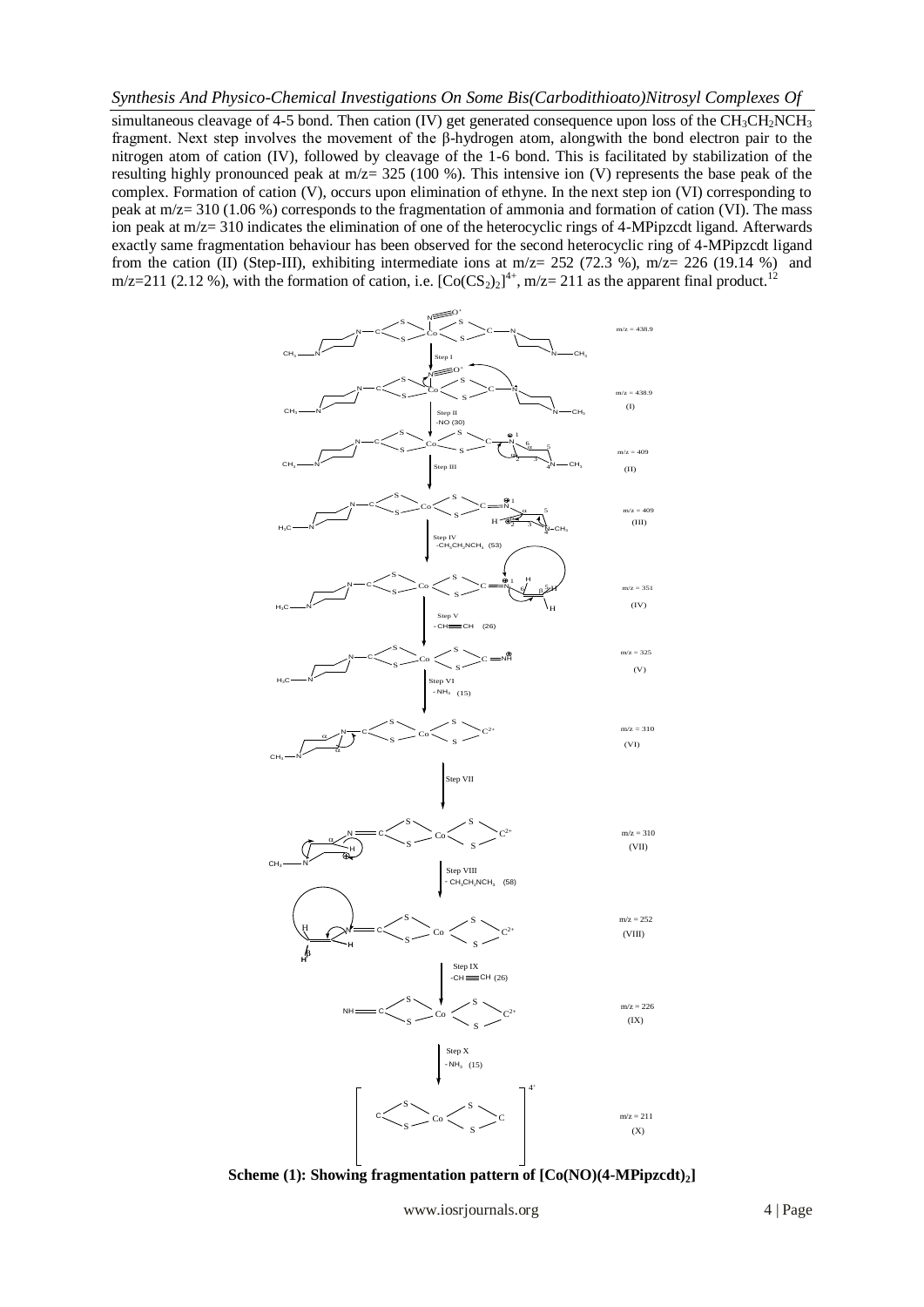simultaneous cleavage of 4-5 bond. Then cation (IV) get generated consequence upon loss of the $CH_3CH_2NCH_3$ fragment. Next step involves the movement of the β-hydrogen atom, alongwith the bond electron pair to the nitrogen atom of cation (IV), followed by cleavage of the 1-6 bond. This is facilitated by stabilization of the resulting highly pronounced peak at m/z= 325 (100 %). This intensive ion (V) represents the base peak of the complex. Formation of cation (V), occurs upon elimination of ethyne. In the next step ion (VI) corresponding to peak at m/z= 310 (1.06 %) corresponds to the fragmentation of ammonia and formation of cation (VI). The mass ion peak at m/z= 310 indicates the elimination of one of the heterocyclic rings of 4-MPipzcdt ligand. Afterwards exactly same fragmentation behaviour has been observed for the second heterocyclic ring of 4-MPipzcdt ligand from the cation (II) (Step-III), exhibiting intermediate ions at m/z= 252 (72.3 %), m/z= 226 (19.14 %) and m/z=211 (2.12 %), with the formation of cation, i.e. $[Co(CS_2)_2]^{4+}$, m/z= 211 as the apparent final product.[12]

**Scheme (1): Showing fragmentation pattern of $[Co(NO)(4\text{-}MPipzcdt)_2]$**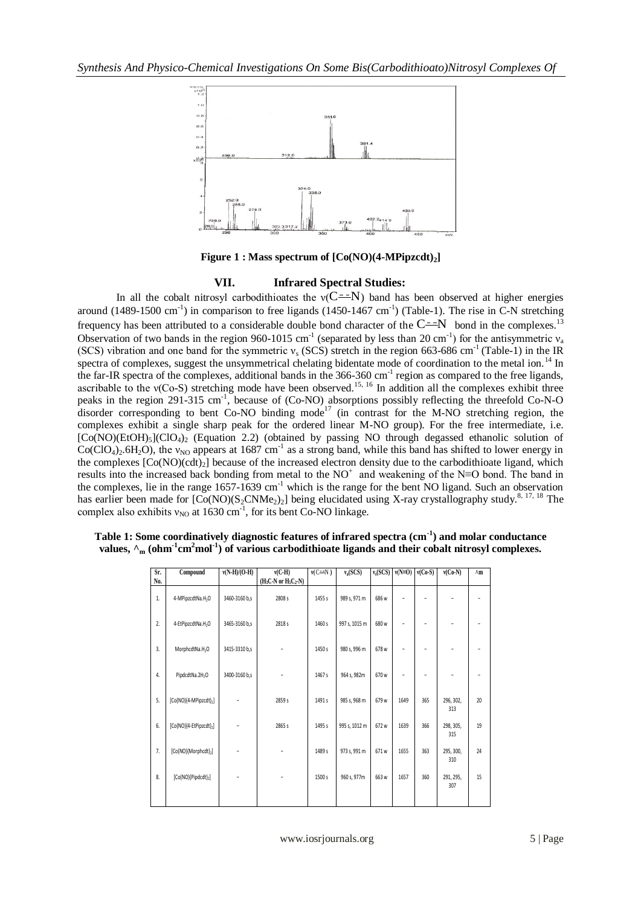**Figure 1 : Mass spectrum of $[Co(NO)(4\text{-}MPipzcdt)_2]$**

## VII. Infrared Spectral Studies:

In all the cobalt nitrosyl carbodithioates the ν(C==N) band has been observed at higher energies around (1489-1500 $cm^{-1}$) in comparison to free ligands (1450-1467 $cm^{-1}$) (Table-1). The rise in C-N stretching frequency has been attributed to a considerable double bond character of the C==N bond in the complexes.[13] Observation of two bands in the region 960-1015 $cm^{-1}$ (separated by less than 20 $cm^{-1}$) for the antisymmetric $\nu_a$ (SCS) vibration and one band for the symmetric $\nu_s$ (SCS) stretch in the region 663-686 $cm^{-1}$ (Table-1) in the IR spectra of complexes, suggest the unsymmetrical chelating bidentate mode of coordination to the metal ion.[14] In the far-IR spectra of the complexes, additional bands in the 366-360 $cm^{-1}$ region as compared to the free ligands, ascribable to the ν(Co-S) stretching mode have been observed.[15, 16] In addition all the complexes exhibit three peaks in the region 291-315 $cm^{-1}$, because of (Co-NO) absorptions possibly reflecting the threefold Co-N-O disorder corresponding to bent Co-NO binding mode[17] (in contrast for the M-NO stretching region, the complexes exhibit a single sharp peak for the ordered linear M-NO group). For the free intermediate, i.e. $[Co(NO)(EtOH)_5](ClO_4)_2$ (Equation 2.2) (obtained by passing NO through degassed ethanolic solution of $Co(ClO_4)_2.6H_2O$), the $\nu_{NO}$ appears at 1687 $cm^{-1}$ as a strong band, while this band has shifted to lower energy in the complexes $[Co(NO)(cdt)_2]$ because of the increased electron density due to the carbodithioate ligand, which results into the increased back bonding from metal to the $NO^+$ and weakening of the N≡O bond. The band in the complexes, lie in the range 1657-1639 $cm^{-1}$ which is the range for the bent NO ligand. Such an observation has earlier been made for $[Co(NO)(S_2CNMe_2)_2]$ being elucidated using X-ray crystallography study.[8, 17, 18] The complex also exhibits $\nu_{NO}$ at 1630 $cm^{-1}$, for its bent Co-NO linkage.

**Table 1: Some coordinatively diagnostic features of infrared spectra ($cm^{-1}$) and molar conductance values, $\Lambda_m$ ($ohm^{-1}cm^2mol^{-1}$) of various carbodithioate ligands and their cobalt nitrosyl complexes.**

| Sr. No. | Compound | ν(N-H)/(O-H) | ν(C-H) ($H_3C$-N or $H_5C_2$-N) | ν(C==N) | $\nu_a$(SCS) | $\nu_s$(SCS) | ν(N≡O) | ν(Co-S) | ν(Co-N) | $\Lambda m$ |
|---|---|---|---|---|---|---|---|---|---|---|
| 1. | $4\text{-}MPipzcdtNa.H_2O$ | 3460-3160 b,s | 2808 s | 1455 s | 989 s, 971 m | 686 w | – | – | – | – |
| 2. | $4\text{-}EtPipzcdtNa.H_2O$ | 3465-3160 b,s | 2818 s | 1460 s | 997 s, 1015 m | 680 w | – | – | – | – |
| 3. | $MorphcdtNa.H_2O$ | 3415-3310 b,s | – | 1450 s | 980 s, 996 m | 678 w | – | – | – | – |
| 4. | $PipdcdtNa.2H_2O$ | 3400-3160 b,s | – | 1467 s | 964 s, 982m | 670 w | – | – | – | – |
| 5. | $[Co(NO)(4\text{-}MPipzcdt)_2]$ | – | 2859 s | 1491 s | 985 s, 968 m | 679 w | 1649 | 365 | 296, 302, 313 | 20 |
| 6. | $[Co(NO)(4\text{-}EtPipzcdt)_2]$ | – | 2865 s | 1495 s | 995 s, 1012 m | 672 w | 1639 | 366 | 298, 305, 315 | 19 |
| 7. | $[Co(NO)(Morphcdt)_2]$ | – | – | 1489 s | 973 s, 991 m | 671 w | 1655 | 363 | 295, 300, 310 | 24 |
| 8. | $[Co(NO)(Pipdcdt)_2]$ | – | – | 1500 s | 960 s, 977m | 663 w | 1657 | 360 | 291, 295, 307 | 15 |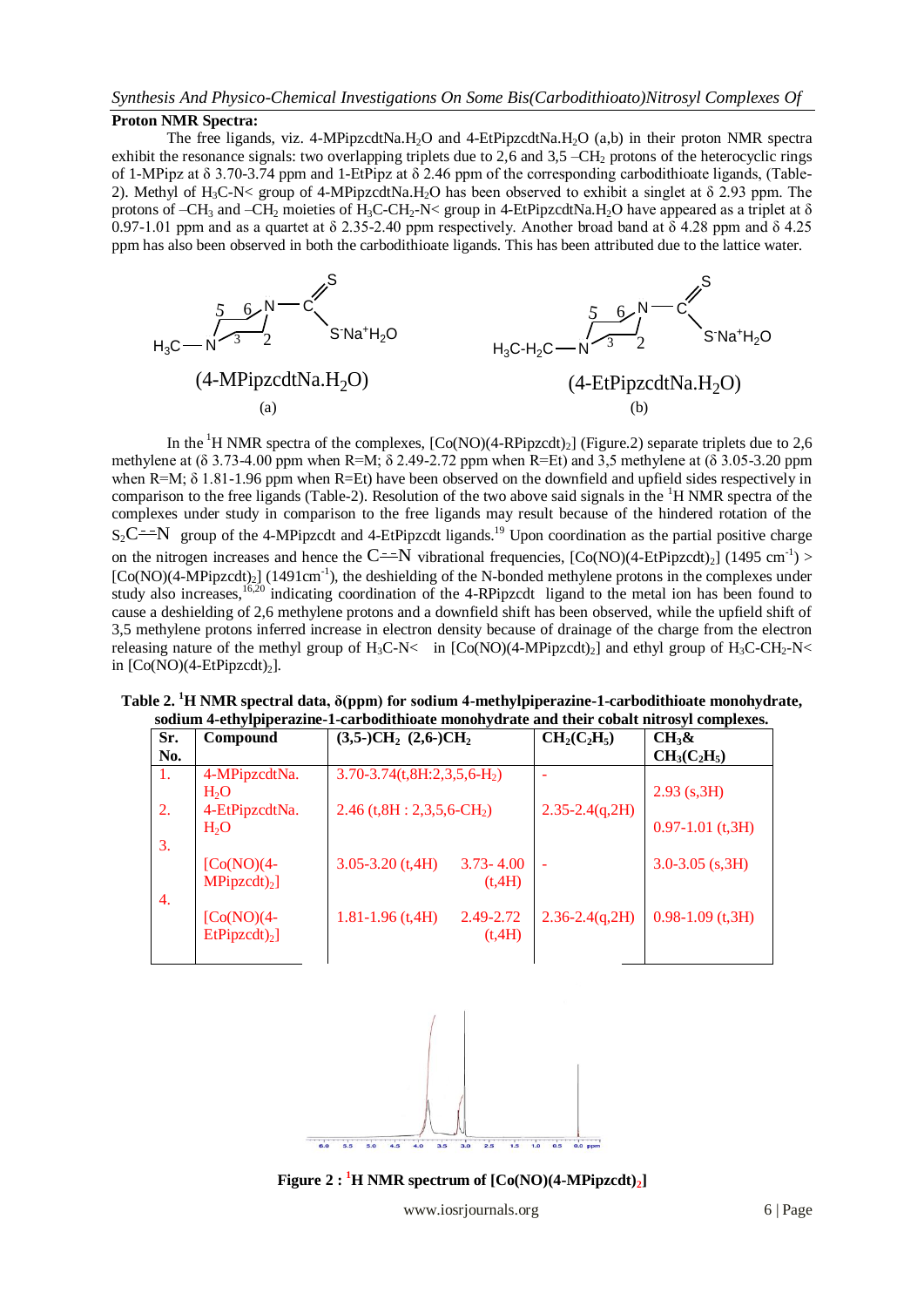**Proton NMR Spectra:**

The free ligands, viz. 4-MPipzcdtNa.$H_2O$ and 4-EtPipzcdtNa.$H_2O$ (a,b) in their proton NMR spectra exhibit the resonance signals: two overlapping triplets due to 2,6 and 3,5 –$CH_2$ protons of the heterocyclic rings of 1-MPipz at δ 3.70-3.74 ppm and 1-EtPipz at δ 2.46 ppm of the corresponding carbodithioate ligands, (Table-2). Methyl of $H_3C$-N< group of 4-MPipzcdtNa.$H_2O$ has been observed to exhibit a singlet at δ 2.93 ppm. The protons of –$CH_3$ and –$CH_2$ moieties of $H_3C$-$CH_2$-N< group in 4-EtPipzcdtNa.$H_2O$ have appeared as a triplet at δ 0.97-1.01 ppm and as a quartet at δ 2.35-2.40 ppm respectively. Another broad band at δ 4.28 ppm and δ 4.25 ppm has also been observed in both the carbodithioate ligands. This has been attributed due to the lattice water.

(4-MPipzcdtNa.$H_2O$)
(a)

(4-EtPipzcdtNa.$H_2O$)
(b)

In the $^1$H NMR spectra of the complexes, [Co(NO)(4-RPipzcdt)$_2$] (Figure.2) separate triplets due to 2,6 methylene at (δ 3.73-4.00 ppm when R=M; δ 2.49-2.72 ppm when R=Et) and 3,5 methylene at (δ 3.05-3.20 ppm when R=M; δ 1.81-1.96 ppm when R=Et) have been observed on the downfield and upfield sides respectively in comparison to the free ligands (Table-2). Resolution of the two above said signals in the $^1$H NMR spectra of the complexes under study in comparison to the free ligands may result because of the hindered rotation of the $S_2C{=}{=}N$ group of the 4-MPipzcdt and 4-EtPipzcdt ligands.[19] Upon coordination as the partial positive charge on the nitrogen increases and hence the $C{=}{=}N$ vibrational frequencies, [Co(NO)(4-EtPipzcdt)$_2$] (1495 cm$^{-1}$) > [Co(NO)(4-MPipzcdt)$_2$] (1491cm$^{-1}$), the deshielding of the N-bonded methylene protons in the complexes under study also increases,[16,20] indicating coordination of the 4-RPipzcdt ligand to the metal ion has been found to cause a deshielding of 2,6 methylene protons and a downfield shift has been observed, while the upfield shift of 3,5 methylene protons inferred increase in electron density because of drainage of the charge from the electron releasing nature of the methyl group of $H_3C$-N< in [Co(NO)(4-MPipzcdt)$_2$] and ethyl group of $H_3C$-$CH_2$-N< in [Co(NO)(4-EtPipzcdt)$_2$].

**Table 2. $^1$H NMR spectral data, δ(ppm) for sodium 4-methylpiperazine-1-carbodithioate monohydrate, sodium 4-ethylpiperazine-1-carbodithioate monohydrate and their cobalt nitrosyl complexes.**

| Sr. No. | Compound | (3,5-)$CH_2$ | (2,6-)$CH_2$ | $CH_2(C_2H_5)$ | $CH_3$& $CH_3(C_2H_5)$ |
|---|---|---|---|---|---|
| 1. | 4-MPipzcdtNa. $H_2O$ | 3.70-3.74 (t,8H:2,3,5,6-$H_2$) | | - | 2.93 (s,3H) |
| 2. | 4-EtPipzcdtNa. $H_2O$ | 2.46 (t,8H : 2,3,5,6-$CH_2$) | | 2.35-2.4(q,2H) | 0.97-1.01 (t,3H) |
| 3. | [Co(NO)(4-MPipzcdt)$_2$] | 3.05-3.20 (t,4H) | 3.73- 4.00 (t,4H) | - | 3.0-3.05 (s,3H) |
| 4. | [Co(NO)(4-EtPipzcdt)$_2$] | 1.81-1.96 (t,4H) | 2.49-2.72 (t,4H) | 2.36-2.4(q,2H) | 0.98-1.09 (t,3H) |

**Figure 2 : $^1$H NMR spectrum of [Co(NO)(4-MPipzcdt)$_2$]**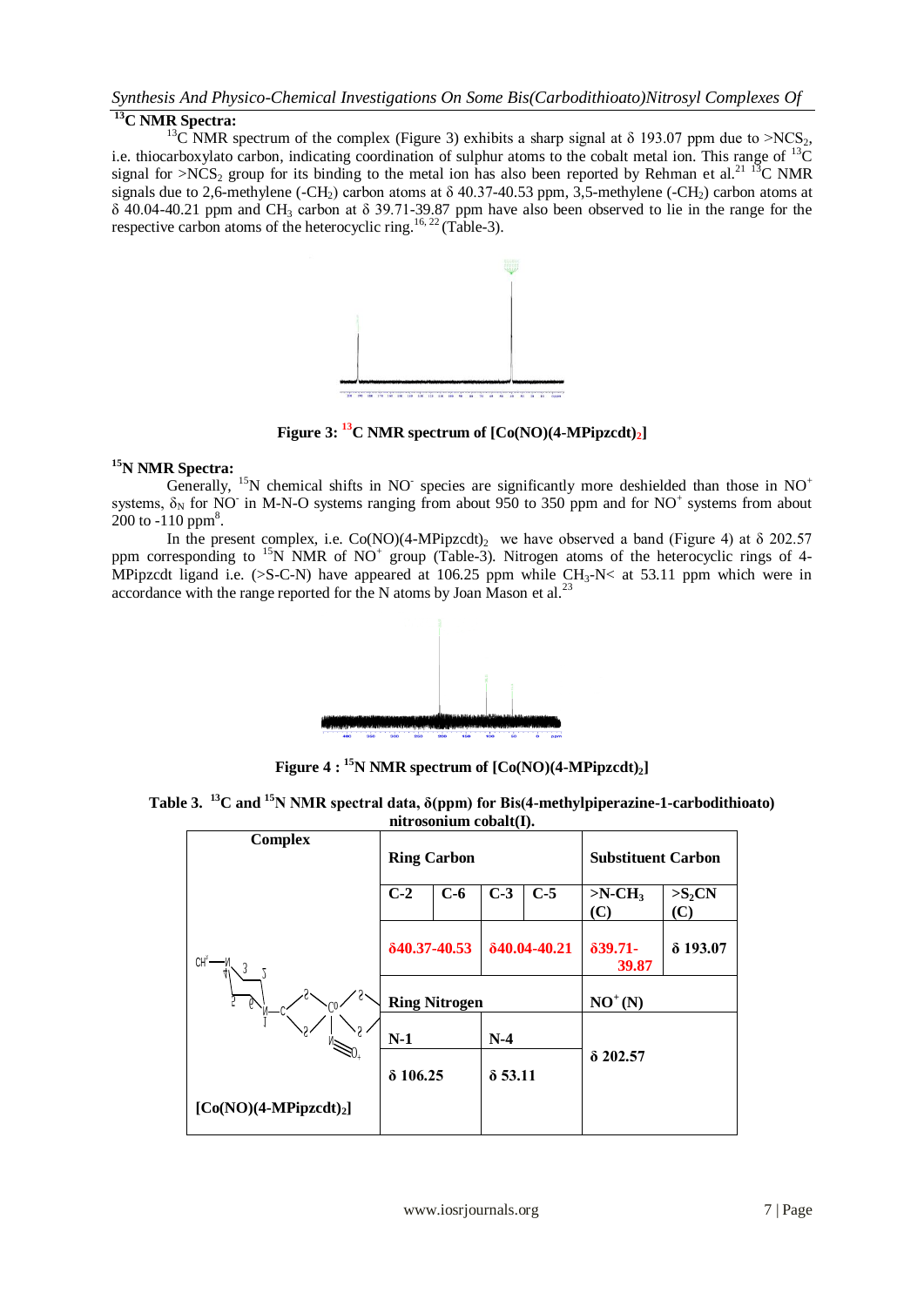### $^{13}$C NMR Spectra:

$^{13}$C NMR spectrum of the complex (Figure 3) exhibits a sharp signal at δ 193.07 ppm due to $>NCS_2$, i.e. thiocarboxylato carbon, indicating coordination of sulphur atoms to the cobalt metal ion. This range of $^{13}$C signal for $>NCS_2$ group for its binding to the metal ion has also been reported by Rehman et al.[21] $^{13}$C NMR signals due to 2,6-methylene ($-CH_2$) carbon atoms at δ 40.37-40.53 ppm, 3,5-methylene ($-CH_2$) carbon atoms at δ 40.04-40.21 ppm and $CH_3$ carbon at δ 39.71-39.87 ppm have also been observed to lie in the range for the respective carbon atoms of the heterocyclic ring.[16, 22] (Table-3).

**Figure 3: $^{13}$C NMR spectrum of $[Co(NO)(4\text{-MPipzcdt})_2]$**

### $^{15}$N NMR Spectra:

Generally, $^{15}$N chemical shifts in $NO^-$ species are significantly more deshielded than those in $NO^+$ systems, $\delta_N$ for $NO^-$ in M-N-O systems ranging from about 950 to 350 ppm and for $NO^+$ systems from about 200 to -110 ppm[8].

In the present complex, i.e. $Co(NO)(4\text{-MPipzcdt})_2$ we have observed a band (Figure 4) at δ 202.57 ppm corresponding to $^{15}$N NMR of $NO^+$ group (Table-3). Nitrogen atoms of the heterocyclic rings of 4-MPipzcdt ligand i.e. (>S-C-N) have appeared at 106.25 ppm while $CH_3$-N< at 53.11 ppm which were in accordance with the range reported for the N atoms by Joan Mason et al.[23]

**Figure 4 : $^{15}$N NMR spectrum of $[Co(NO)(4\text{-MPipzcdt})_2]$**

**Table 3. $^{13}$C and $^{15}$N NMR spectral data, δ(ppm) for Bis(4-methylpiperazine-1-carbodithioato) nitrosonium cobalt(I).**

| Complex | Ring Carbon | | | | Substituent Carbon | |
|---|---|---|---|---|---|---|
| | C-2 | C-6 | C-3 | C-5 | $>N-CH_3$ (C) | $>S_2CN$ (C) |
| | δ40.37-40.53 | | δ40.04-40.21 | | δ39.71-39.87 | δ 193.07 |
| | Ring Nitrogen | | | | $NO^+$ (N) | |
| | N-1 | | N-4 | | δ 202.57 | |
| $[Co(NO)(4\text{-MPipzcdt})_2]$ | δ 106.25 | | δ 53.11 | | | |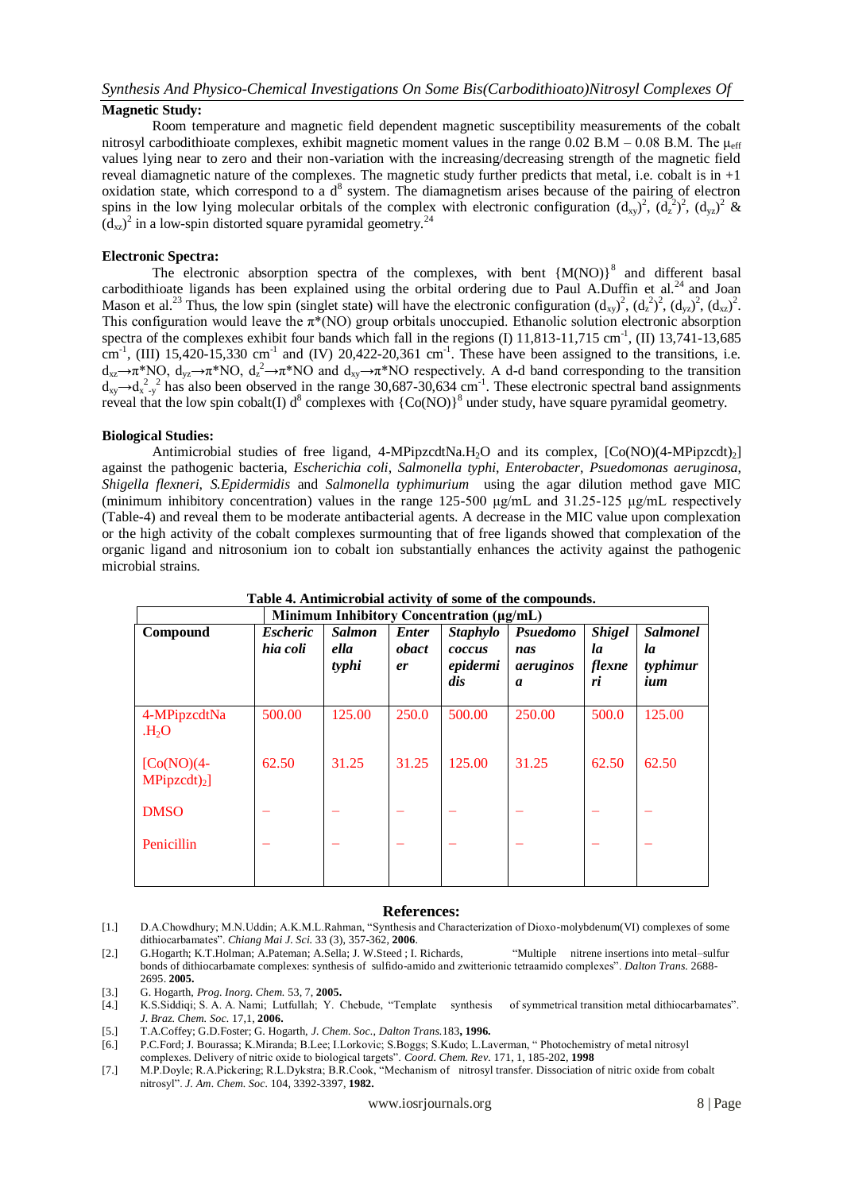**Magnetic Study:**

Room temperature and magnetic field dependent magnetic susceptibility measurements of the cobalt nitrosyl carbodithioate complexes, exhibit magnetic moment values in the range 0.02 B.M – 0.08 B.M. The $\mu_{eff}$ values lying near to zero and their non-variation with the increasing/decreasing strength of the magnetic field reveal diamagnetic nature of the complexes. The magnetic study further predicts that metal, i.e. cobalt is in +1 oxidation state, which correspond to a $d^8$ system. The diamagnetism arises because of the pairing of electron spins in the low lying molecular orbitals of the complex with electronic configuration $(d_{xy})^2$, $(d_z^2)^2$, $(d_{yz})^2$ & $(d_{xz})^2$ in a low-spin distorted square pyramidal geometry.[24]

**Electronic Spectra:**

The electronic absorption spectra of the complexes, with bent $\{M(NO)\}^8$ and different basal carbodithioate ligands has been explained using the orbital ordering due to Paul A.Duffin et al.[24] and Joan Mason et al.[23] Thus, the low spin (singlet state) will have the electronic configuration $(d_{xy})^2$, $(d_z^2)^2$, $(d_{yz})^2$, $(d_{xz})^2$. This configuration would leave the π*(NO) group orbitals unoccupied. Ethanolic solution electronic absorption spectra of the complexes exhibit four bands which fall in the regions (I) 11,813-11,715 $cm^{-1}$, (II) 13,741-13,685 $cm^{-1}$, (III) 15,420-15,330 $cm^{-1}$ and (IV) 20,422-20,361 $cm^{-1}$. These have been assigned to the transitions, i.e. $d_{xz}\rightarrow\pi^*NO$, $d_{yz}\rightarrow\pi^*NO$, $d_z^2\rightarrow\pi^*NO$ and $d_{xy}\rightarrow\pi^*NO$ respectively. A d-d band corresponding to the transition $d_{xy}\rightarrow d_{x^2-y^2}$ has also been observed in the range 30,687-30,634 $cm^{-1}$. These electronic spectral band assignments reveal that the low spin cobalt(I) $d^8$ complexes with $\{Co(NO)\}^8$ under study, have square pyramidal geometry.

**Biological Studies:**

Antimicrobial studies of free ligand, 4-MPipzcdtNa.$H_2O$ and its complex, $[Co(NO)(4\text{-}MPipzcdt)_2]$ against the pathogenic bacteria, *Escherichia coli*, *Salmonella typhi*, *Enterobacter*, *Psuedomonas aeruginosa*, *Shigella flexneri*, *S.Epidermidis* and *Salmonella typhimurium* using the agar dilution method gave MIC (minimum inhibitory concentration) values in the range 125-500 μg/mL and 31.25-125 μg/mL respectively (Table-4) and reveal them to be moderate antibacterial agents. A decrease in the MIC value upon complexation or the high activity of the cobalt complexes surmounting that of free ligands showed that complexation of the organic ligand and nitrosonium ion to cobalt ion substantially enhances the activity against the pathogenic microbial strains.

**Table 4. Antimicrobial activity of some of the compounds.**

| Compound | Minimum Inhibitory Concentration (μg/mL) | | | | | | |
|---|---|---|---|---|---|---|---|
| | *Escherichia coli* | *Salmonella typhi* | *Enterobacter* | *Staphylococcus epidermidis* | *Psuedomonas aeruginosa* | *Shigella flexneri* | *Salmonella typhimurium* |
| 4-MPipzcdtNa.$H_2O$ | 500.00 | 125.00 | 250.0 | 500.00 | 250.00 | 500.0 | 125.00 |
| $[Co(NO)(4\text{-}MPipzcdt)_2]$ | 62.50 | 31.25 | 31.25 | 125.00 | 31.25 | 62.50 | 62.50 |
| DMSO | – | – | – | – | – | – | – |
| Penicillin | – | – | – | – | – | – | – |

## References:

[1.] D.A.Chowdhury; M.N.Uddin; A.K.M.L.Rahman, "Synthesis and Characterization of Dioxo-molybdenum(VI) complexes of some dithiocarbamates". *Chiang Mai J. Sci.* 33 (3), 357-362, **2006**.

[2.] G.Hogarth; K.T.Holman; A.Pateman; A.Sella; J. W.Steed ; I. Richards, "Multiple nitrene insertions into metal–sulfur bonds of dithiocarbamate complexes: synthesis of sulfido-amido and zwitterionic tetraamido complexes". *Dalton Trans.* 2688-2695. **2005.**

[3.] G. Hogarth, *Prog. Inorg. Chem.* 53, 7, **2005.**

[4.] K.S.Siddiqi; S. A. A. Nami; Lutfullah; Y. Chebude, "Template synthesis of symmetrical transition metal dithiocarbamates". *J. Braz. Chem. Soc.* 17,1, **2006.**

[5.] T.A.Coffey; G.D.Foster; G. Hogarth, *J. Chem. Soc., Dalton Trans.*183**, 1996.**

[6.] P.C.Ford; J. Bourassa; K.Miranda; B.Lee; I.Lorkovic; S.Boggs; S.Kudo; L.Laverman, " Photochemistry of metal nitrosyl complexes. Delivery of nitric oxide to biological targets". *Coord. Chem. Rev.* 171, 1, 185-202, **1998**

[7.] M.P.Doyle; R.A.Pickering; R.L.Dykstra; B.R.Cook, "Mechanism of nitrosyl transfer. Dissociation of nitric oxide from cobalt nitrosyl". *J. Am. Chem. Soc.* 104, 3392-3397, **1982.**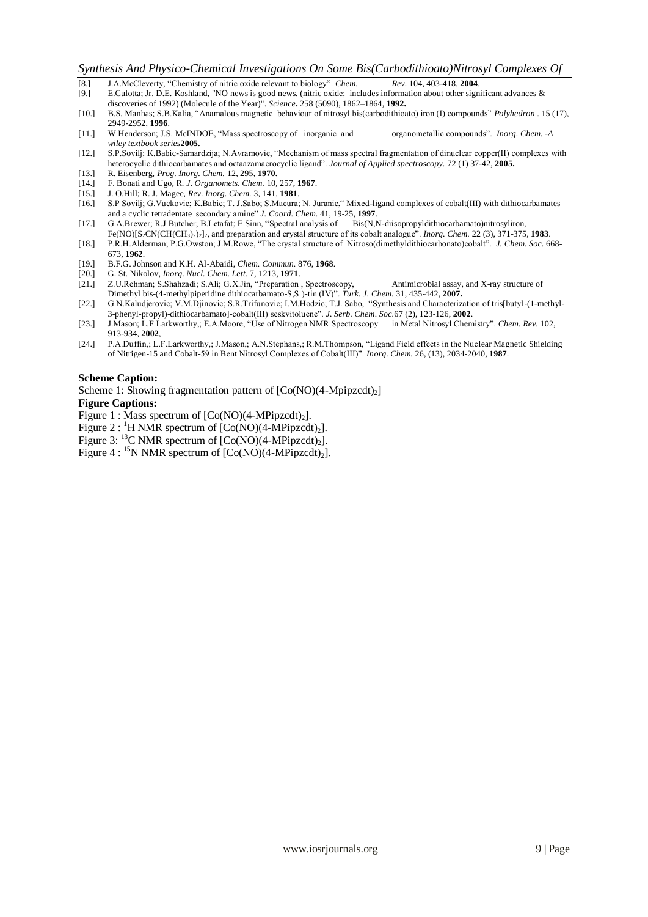[8.] J.A.McCleverty, "Chemistry of nitric oxide relevant to biology". *Chem. Rev.* 104, 403-418, **2004**.

[9.] E.Culotta; Jr. D.E. Koshland, "NO news is good news. (nitric oxide; includes information about other significant advances & discoveries of 1992) (Molecule of the Year)". *Science***.** 258 (5090), 1862–1864, **1992.**

[10.] B.S. Manhas; S.B.Kalia, "Anamalous magnetic behaviour of nitrosyl bis(carbodithioato) iron (I) compounds" *Polyhedron* . 15 (17), 2949-2952, **1996**.

[11.] W.Henderson; J.S. McINDOE, "Mass spectroscopy of inorganic and organometallic compounds". *Inorg. Chem. -A wiley textbook series***2005.**

[12.] S.P.Sovilj; K.Babic-Samardzija; N.Avramovie, "Mechanism of mass spectral fragmentation of dinuclear copper(II) complexes with heterocyclic dithiocarbamates and octaazamacrocyclic ligand". *Journal of Applied spectroscopy.* 72 (1) 37-42, **2005.**

[13.] R. Eisenberg, *Prog. Inorg. Chem.* 12, 295, **1970.**

[14.] F. Bonati and Ugo, R. *J. Organomets. Chem.* 10, 257, **1967**.

[15.] J. O.Hill; R. J. Magee, *Rev. Inorg. Chem.* 3, 141, **1981**.

[16.] S.P Sovilj; G.Vuckovic; K.Babic; T. J.Sabo; S.Macura; N. Juranic," Mixed-ligand complexes of cobalt(III) with dithiocarbamates and a cyclic tetradentate secondary amine" *J. Coord. Chem.* 41, 19-25, **1997**.

[17.] G.A.Brewer; R.J.Butcher; B.Letafat; E.Sinn, "Spectral analysis of Bis(N,N-diisopropyldithiocarbamato)nitrosyliron, Fe(NO)[$S_2CN(CH(CH_3)_2)_2$]$_2$, and preparation and crystal structure of its cobalt analogue". *Inorg. Chem.* 22 (3), 371-375, **1983**.

[18.] P.R.H.Alderman; P.G.Owston; J.M.Rowe, "The crystal structure of Nitroso(dimethyldithiocarbonato)cobalt". *J. Chem. Soc.* 668-673, **1962**.

[19.] B.F.G. Johnson and K.H. Al-Abaidi, *Chem. Commun.* 876, **1968**.

[20.] G. St. Nikolov, *Inorg. Nucl. Chem. Lett.* 7, 1213, **1971**.

[21.] Z.U.Rehman; S.Shahzadi; S.Ali; G.X.Jin, "Preparation , Spectroscopy, Antimicrobial assay, and X-ray structure of Dimethyl bis-(4-methylpiperidine dithiocarbamato-S,S΄)-tin (IV)". *Turk. J. Chem.* 31, 435-442, **2007.**

[22.] G.N.Kaludjerovic; V.M.Djinovic; S.R.Trifunovic; I.M.Hodzic; T.J. Sabo, "Synthesis and Characterization of tris[butyl-(1-methyl-3-phenyl-propyl)-dithiocarbamato]-cobalt(III) seskvitoluene". *J. Serb. Chem. Soc.*67 (2), 123-126, **2002**.

[23.] J.Mason; L.F.Larkworthy,; E.A.Moore, "Use of Nitrogen NMR Spectroscopy in Metal Nitrosyl Chemistry". *Chem. Rev.* 102, 913-934, **2002**,

[24.] P.A.Duffin,; L.F.Larkworthy,; J.Mason,; A.N.Stephans,; R.M.Thompson, "Ligand Field effects in the Nuclear Magnetic Shielding of Nitrigen-15 and Cobalt-59 in Bent Nitrosyl Complexes of Cobalt(III)". *Inorg. Chem.* 26, (13), 2034-2040, **1987**.

**Scheme Caption:**

Scheme 1: Showing fragmentation pattern of [Co(NO)(4-Mpipzcdt)$_2$]

**Figure Captions:**

Figure 1 : Mass spectrum of [Co(NO)(4-MPipzcdt)$_2$].

Figure 2 : $^1$H NMR spectrum of [Co(NO)(4-MPipzcdt)$_2$].

Figure 3: $^{13}$C NMR spectrum of [Co(NO)(4-MPipzcdt)$_2$].

Figure 4 : $^{15}$N NMR spectrum of [Co(NO)(4-MPipzcdt)$_2$].